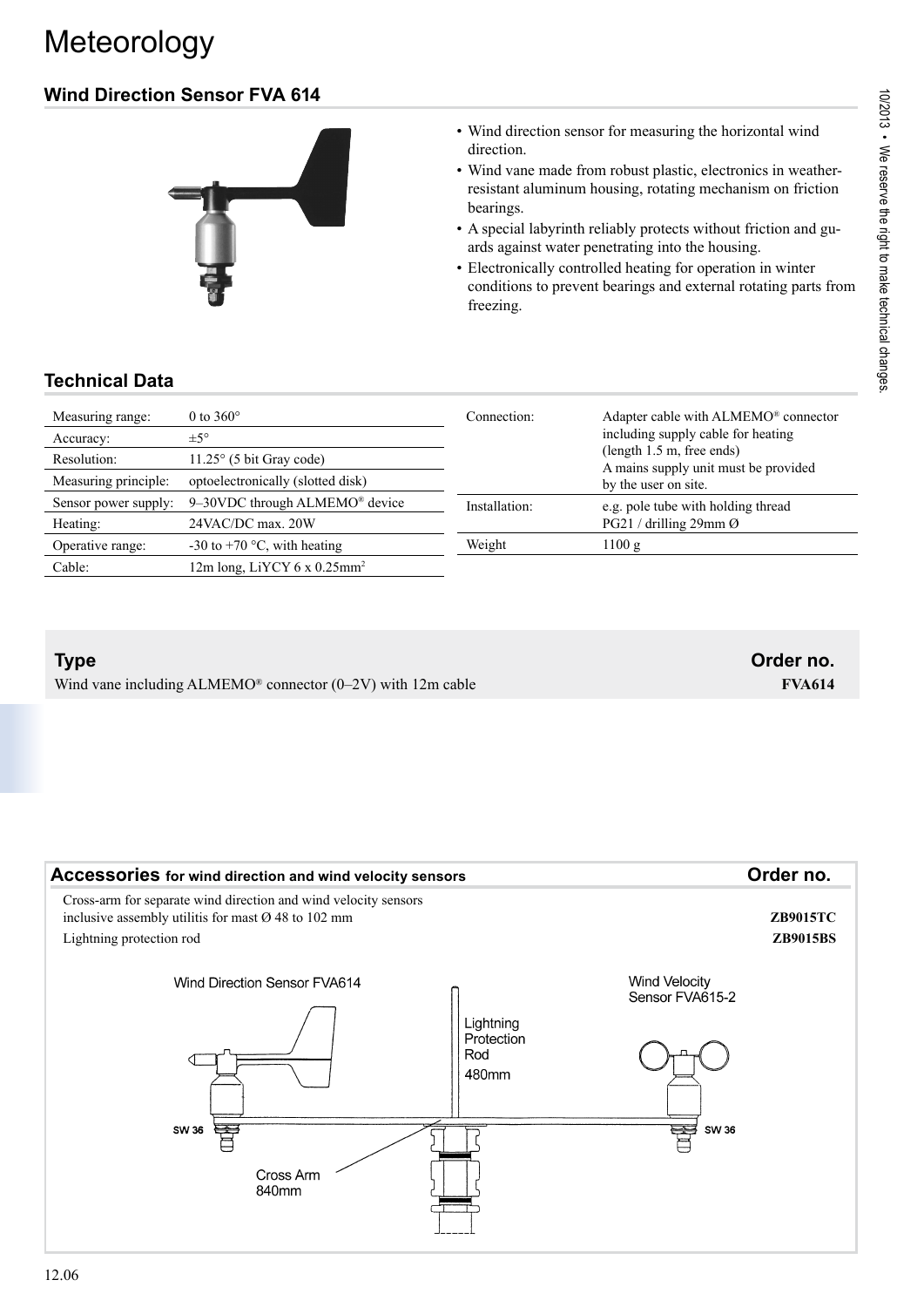# Meteorology

## Wind Direction Sensor FVA 614

- Wind direction sensor for measuring the horizontal wind direction.
- Wind vane made from robust plastic, electronics in weather-resistant aluminum housing, rotating mechanism on friction bearings.
- A special labyrinth reliably protects without friction and guards against water penetrating into the housing.
- Electronically controlled heating for operation in winter conditions to prevent bearings and external rotating parts from freezing.

## Technical Data

| | |
|---|---|
| Measuring range: | 0 to 360° |
| Accuracy: | ±5° |
| Resolution: | 11.25° (5 bit Gray code) |
| Measuring principle: | optoelectronically (slotted disk) |
| Sensor power supply: | 9–30VDC through ALMEMO® device |
| Heating: | 24VAC/DC max. 20W |
| Operative range: | -30 to +70 °C, with heating |
| Cable: | 12m long, LiYCY 6 x 0.25mm² |
| Connection: | Adapter cable with ALMEMO® connector including supply cable for heating (length 1.5 m, free ends) A mains supply unit must be provided by the user on site. |
| Installation: | e.g. pole tube with holding thread PG21 / drilling 29mm Ø |
| Weight | 1100 g |

| Type | Order no. |
|---|---|
| Wind vane including ALMEMO® connector (0–2V) with 12m cable | **FVA614** |

| Accessories for wind direction and wind velocity sensors | Order no. |
|---|---|
| Cross-arm for separate wind direction and wind velocity sensors inclusive assembly utilitis for mast Ø 48 to 102 mm | **ZB9015TC** |
| Lightning protection rod | **ZB9015BS** |

Wind Direction Sensor FVA614

Lightning Protection Rod

480mm

Wind Velocity Sensor FVA615-2

SW 36

SW 36

Cross Arm 840mm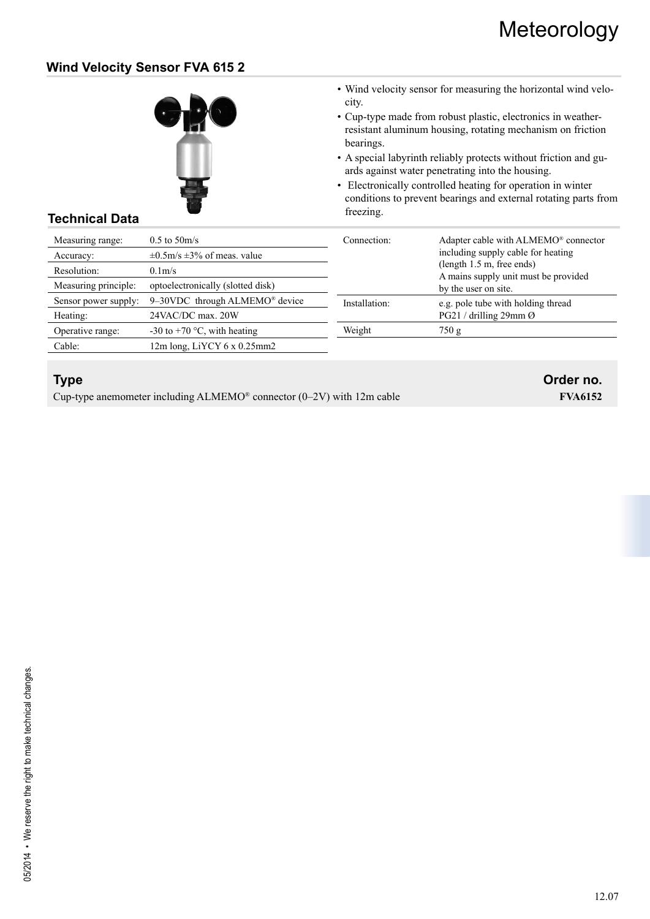# Meteorology

## Wind Velocity Sensor FVA 615 2

- Wind velocity sensor for measuring the horizontal wind velocity.
- Cup-type made from robust plastic, electronics in weather-resistant aluminum housing, rotating mechanism on friction bearings.
- A special labyrinth reliably protects without friction and guards against water penetrating into the housing.
- Electronically controlled heating for operation in winter conditions to prevent bearings and external rotating parts from freezing.

### Technical Data

| | |
|---|---|
| Measuring range: | 0.5 to 50m/s |
| Accuracy: | ±0.5m/s ±3% of meas. value |
| Resolution: | 0.1m/s |
| Measuring principle: | optoelectronically (slotted disk) |
| Sensor power supply: | 9–30VDC through ALMEMO® device |
| Heating: | 24VAC/DC max. 20W |
| Operative range: | -30 to +70 °C, with heating |
| Cable: | 12m long, LiYCY 6 x 0.25mm2 |
| Connection: | Adapter cable with ALMEMO® connector including supply cable for heating (length 1.5 m, free ends) A mains supply unit must be provided by the user on site. |
| Installation: | e.g. pole tube with holding thread PG21 / drilling 29mm Ø |
| Weight | 750 g |

| Type | Order no. |
|---|---|
| Cup-type anemometer including ALMEMO® connector (0–2V) with 12m cable | **FVA6152** |

05/2014 • We reserve the right to make technical changes.